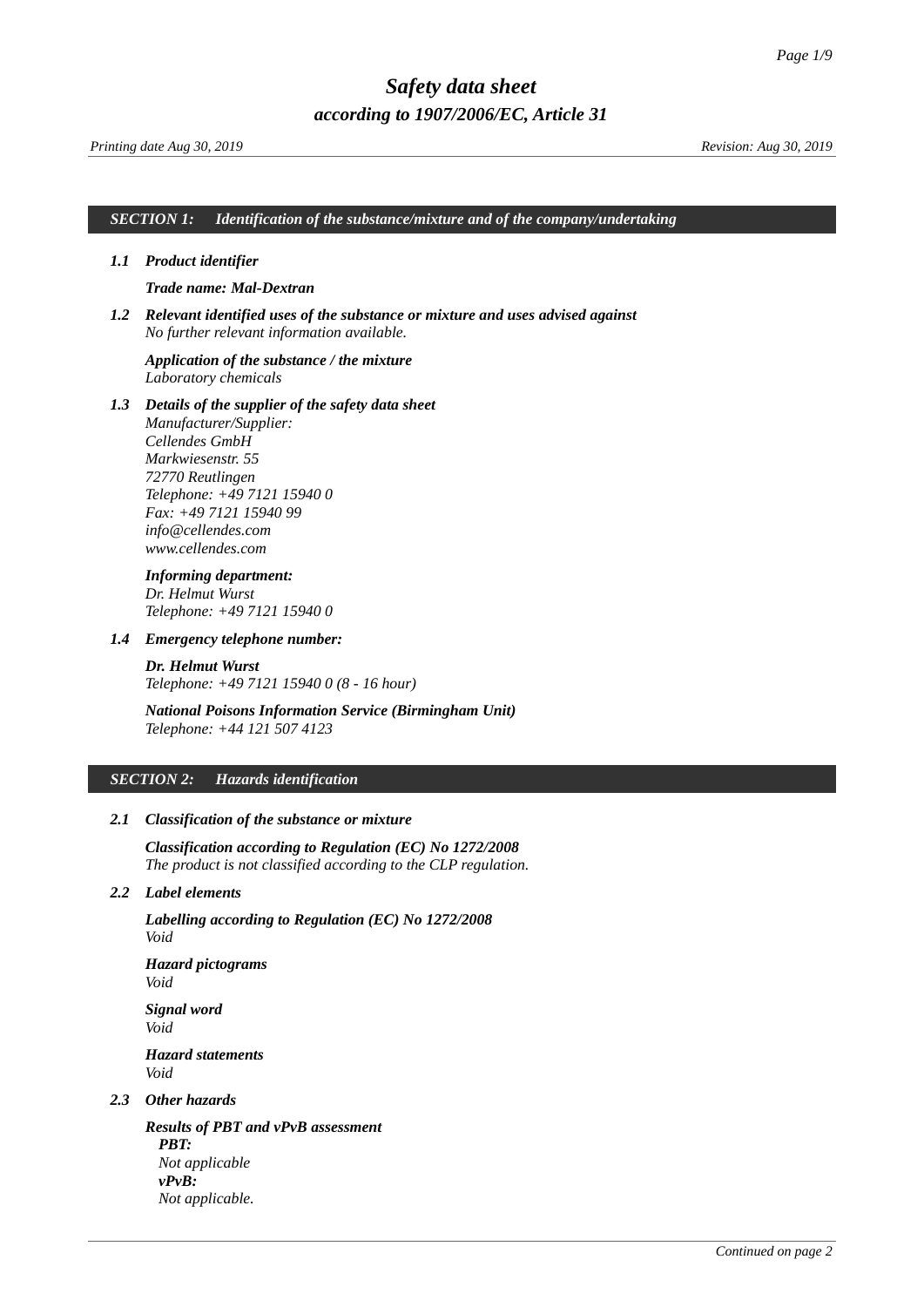# Safety data sheet

## according to 1907/2006/EC, Article 31

*Printing date Aug 30, 2019* *Revision: Aug 30, 2019*

## SECTION 1: Identification of the substance/mixture and of the company/undertaking

**1.1 Product identifier**

**Trade name: Mal-Dextran**

**1.2 Relevant identified uses of the substance or mixture and uses advised against**
*No further relevant information available.*

**Application of the substance / the mixture**
*Laboratory chemicals*

**1.3 Details of the supplier of the safety data sheet**
*Manufacturer/Supplier:*
*Cellendes GmbH*
*Markwiesenstr. 55*
*72770 Reutlingen*
*Telephone: +49 7121 15940 0*
*Fax: +49 7121 15940 99*
*info@cellendes.com*
*www.cellendes.com*

**Informing department:**
*Dr. Helmut Wurst*
*Telephone: +49 7121 15940 0*

**1.4 Emergency telephone number:**

**Dr. Helmut Wurst**
*Telephone: +49 7121 15940 0 (8 - 16 hour)*

**National Poisons Information Service (Birmingham Unit)**
*Telephone: +44 121 507 4123*

## SECTION 2: Hazards identification

**2.1 Classification of the substance or mixture**

**Classification according to Regulation (EC) No 1272/2008**
*The product is not classified according to the CLP regulation.*

**2.2 Label elements**

**Labelling according to Regulation (EC) No 1272/2008**
*Void*

**Hazard pictograms**
*Void*

**Signal word**
*Void*

**Hazard statements**
*Void*

**2.3 Other hazards**

**Results of PBT and vPvB assessment**
**PBT:**
*Not applicable*
**vPvB:**
*Not applicable.*

*Continued on page 2*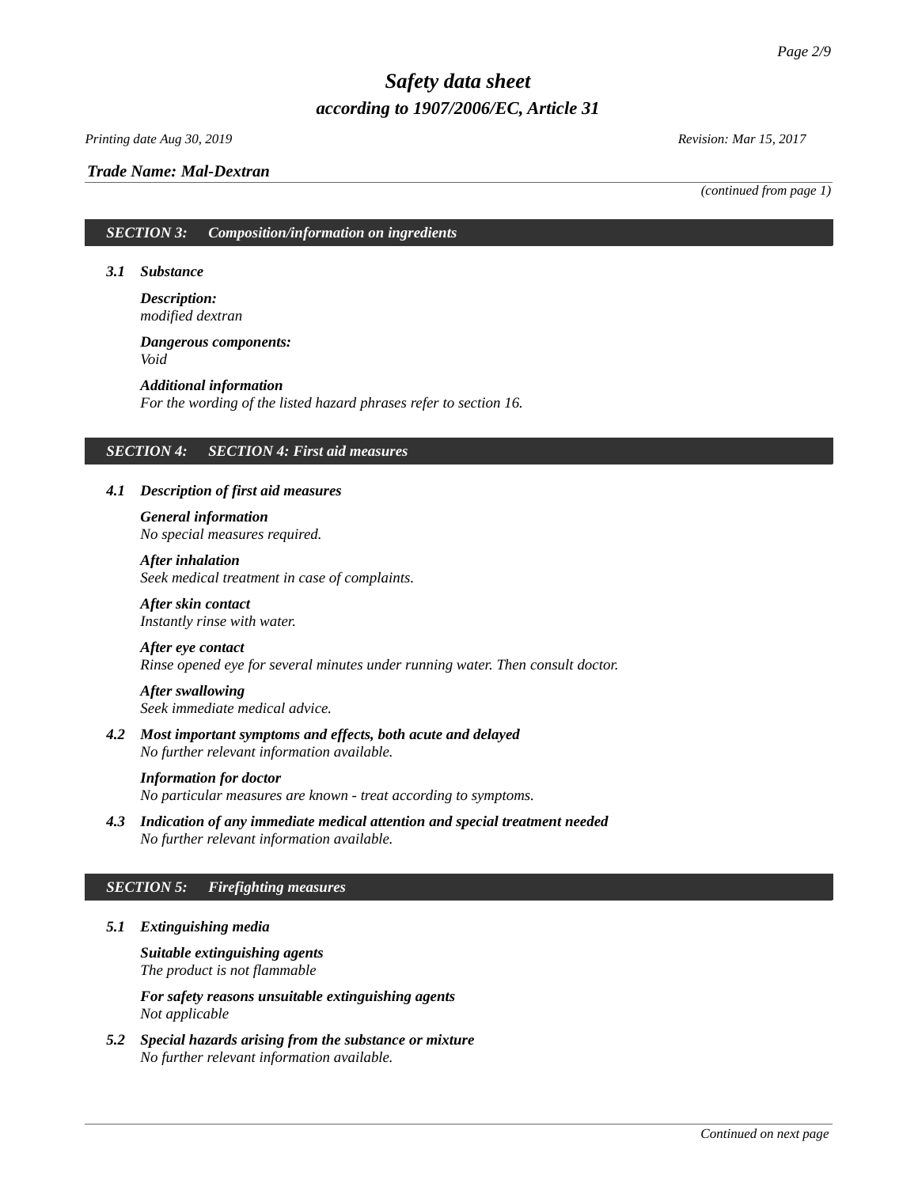*(continued from page 1)*

## SECTION 3: Composition/information on ingredients

### 3.1 Substance

***Description:***
*modified dextran*

***Dangerous components:***
*Void*

***Additional information***
*For the wording of the listed hazard phrases refer to section 16.*

## SECTION 4: SECTION 4: First aid measures

### 4.1 Description of first aid measures

***General information***
*No special measures required.*

***After inhalation***
*Seek medical treatment in case of complaints.*

***After skin contact***
*Instantly rinse with water.*

***After eye contact***
*Rinse opened eye for several minutes under running water. Then consult doctor.*

***After swallowing***
*Seek immediate medical advice.*

### 4.2 Most important symptoms and effects, both acute and delayed

*No further relevant information available.*

***Information for doctor***
*No particular measures are known - treat according to symptoms.*

### 4.3 Indication of any immediate medical attention and special treatment needed

*No further relevant information available.*

## SECTION 5: Firefighting measures

### 5.1 Extinguishing media

***Suitable extinguishing agents***
*The product is not flammable*

***For safety reasons unsuitable extinguishing agents***
*Not applicable*

### 5.2 Special hazards arising from the substance or mixture

*No further relevant information available.*

*Continued on next page*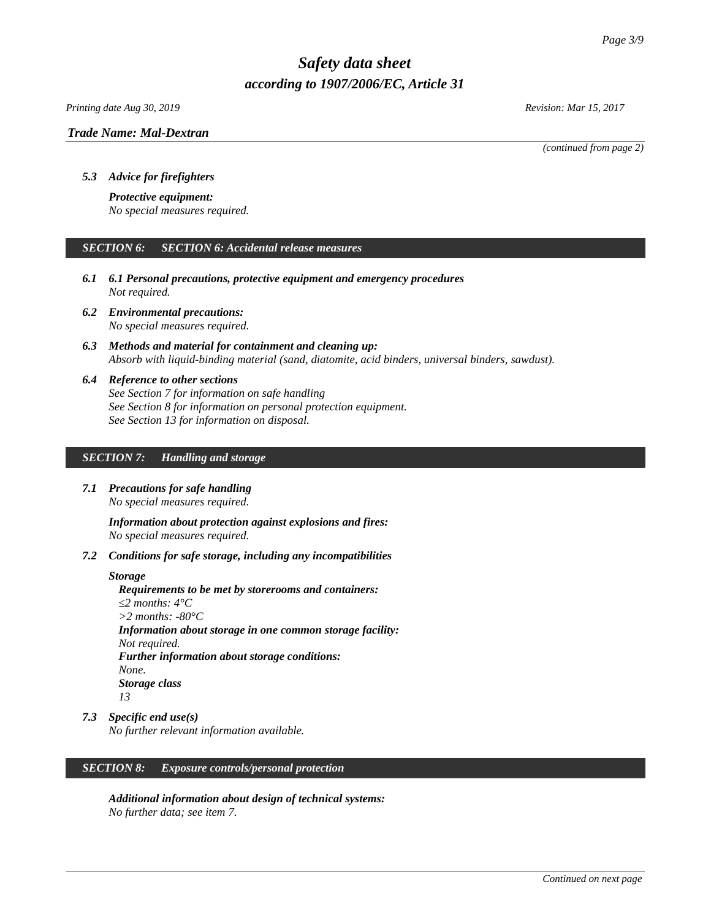*(continued from page 2)*

### *5.3 Advice for firefighters*

***Protective equipment:***
*No special measures required.*

## *SECTION 6: SECTION 6: Accidental release measures*

### *6.1 6.1 Personal precautions, protective equipment and emergency procedures*
*Not required.*

### *6.2 Environmental precautions:*
*No special measures required.*

### *6.3 Methods and material for containment and cleaning up:*
*Absorb with liquid-binding material (sand, diatomite, acid binders, universal binders, sawdust).*

### *6.4 Reference to other sections*
*See Section 7 for information on safe handling*
*See Section 8 for information on personal protection equipment.*
*See Section 13 for information on disposal.*

## *SECTION 7: Handling and storage*

### *7.1 Precautions for safe handling*
*No special measures required.*

***Information about protection against explosions and fires:***
*No special measures required.*

### *7.2 Conditions for safe storage, including any incompatibilities*

***Storage***

***Requirements to be met by storerooms and containers:***
*≤2 months: 4°C*
*>2 months: -80°C*

***Information about storage in one common storage facility:***
*Not required.*

***Further information about storage conditions:***
*None.*

***Storage class***
*13*

### *7.3 Specific end use(s)*
*No further relevant information available.*

## *SECTION 8: Exposure controls/personal protection*

***Additional information about design of technical systems:***
*No further data; see item 7.*

*Continued on next page*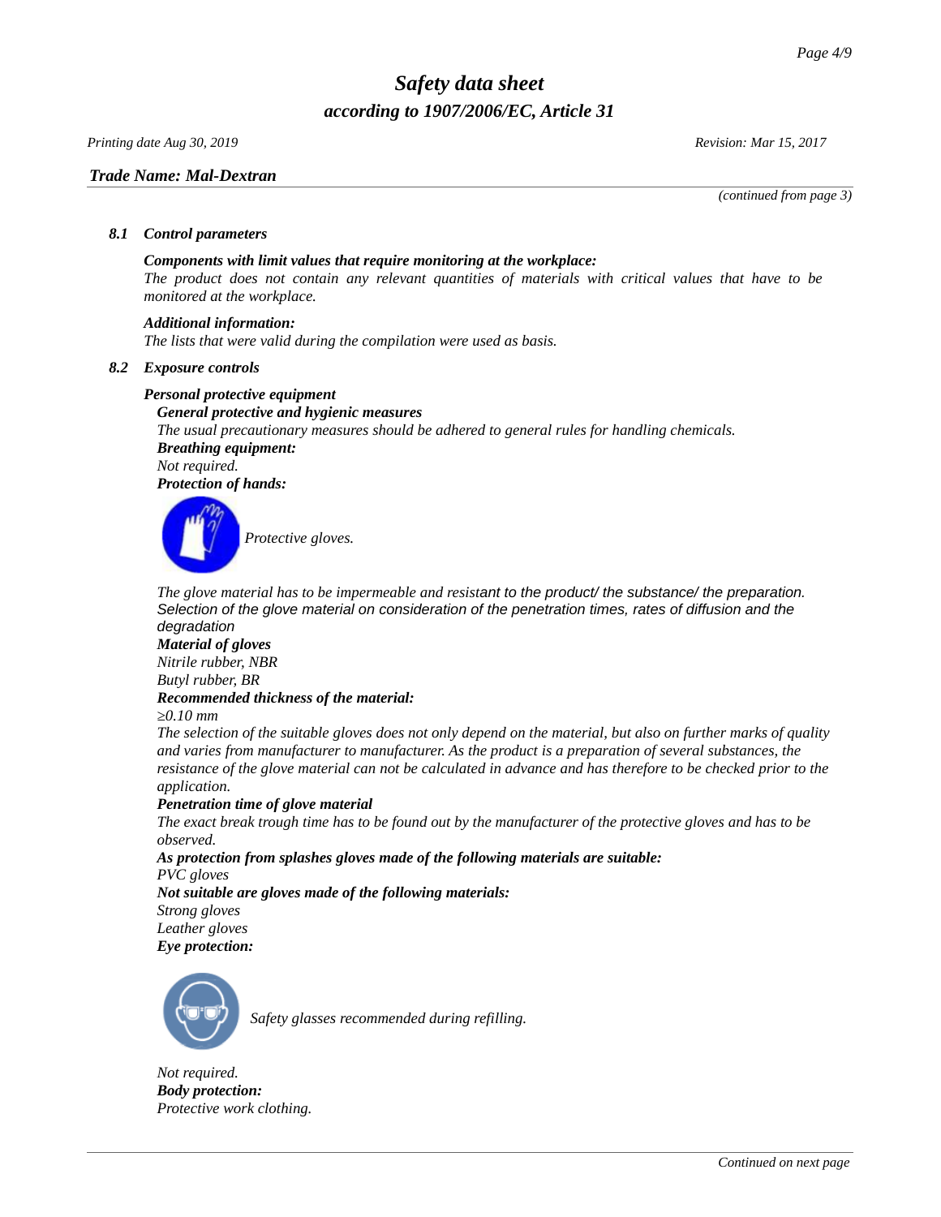*(continued from page 3)*

### 8.1 Control parameters

***Components with limit values that require monitoring at the workplace:***
*The product does not contain any relevant quantities of materials with critical values that have to be monitored at the workplace.*

***Additional information:***
*The lists that were valid during the compilation were used as basis.*

### 8.2 Exposure controls

***Personal protective equipment***

***General protective and hygienic measures***
*The usual precautionary measures should be adhered to general rules for handling chemicals.*

***Breathing equipment:***
*Not required.*

***Protection of hands:***

*Protective gloves.*

*The glove material has to be impermeable and resistant to the product/ the substance/ the preparation. Selection of the glove material on consideration of the penetration times, rates of diffusion and the degradation*

***Material of gloves***
*Nitrile rubber, NBR*
*Butyl rubber, BR*

***Recommended thickness of the material:***
*≥0.10 mm*

*The selection of the suitable gloves does not only depend on the material, but also on further marks of quality and varies from manufacturer to manufacturer. As the product is a preparation of several substances, the resistance of the glove material can not be calculated in advance and has therefore to be checked prior to the application.*

***Penetration time of glove material***
*The exact break trough time has to be found out by the manufacturer of the protective gloves and has to be observed.*

***As protection from splashes gloves made of the following materials are suitable:***
*PVC gloves*

***Not suitable are gloves made of the following materials:***
*Strong gloves*
*Leather gloves*

***Eye protection:***

*Safety glasses recommended during refilling.*

*Not required.*

***Body protection:***
*Protective work clothing.*

*Continued on next page*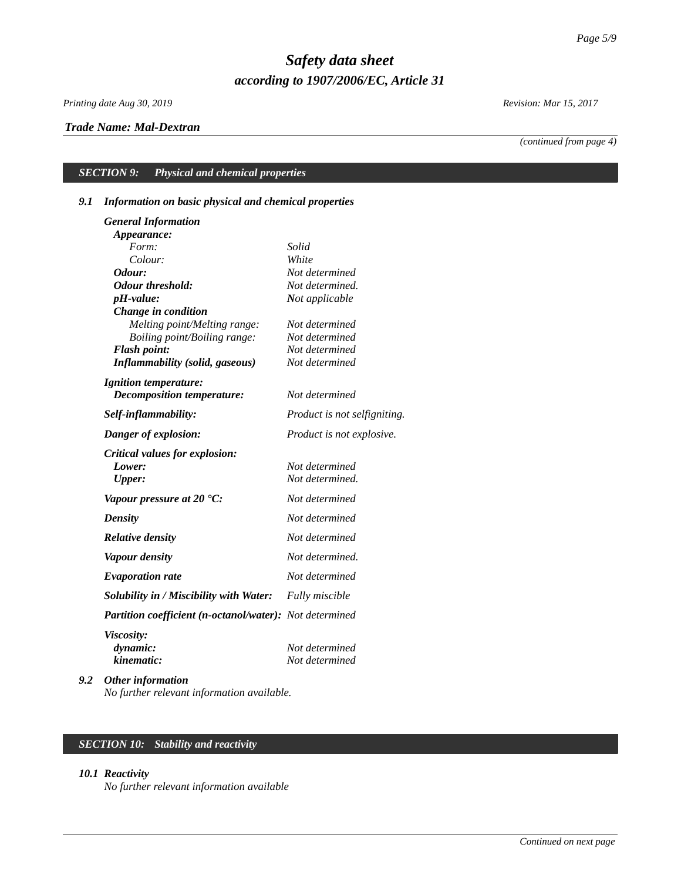*Trade Name: Mal-Dextran*

*(continued from page 4)*

## *SECTION 9: Physical and chemical properties*

### *9.1 Information on basic physical and chemical properties*

| | |
|---|---|
| ***General Information*** | |
| ***Appearance:*** | |
| *Form:* | *Solid* |
| *Colour:* | *White* |
| ***Odour:*** | *Not determined* |
| ***Odour threshold:*** | *Not determined.* |
| ***pH-value:*** | *Not applicable* |
| ***Change in condition*** | |
| *Melting point/Melting range:* | *Not determined* |
| *Boiling point/Boiling range:* | *Not determined* |
| ***Flash point:*** | *Not determined* |
| ***Inflammability (solid, gaseous)*** | *Not determined* |
| ***Ignition temperature:*** | |
| ***Decomposition temperature:*** | *Not determined* |
| ***Self-inflammability:*** | *Product is not selfigniting.* |
| ***Danger of explosion:*** | *Product is not explosive.* |
| ***Critical values for explosion:*** | |
| ***Lower:*** | *Not determined* |
| ***Upper:*** | *Not determined.* |
| ***Vapour pressure at 20 °C:*** | *Not determined* |
| ***Density*** | *Not determined* |
| ***Relative density*** | *Not determined* |
| ***Vapour density*** | *Not determined.* |
| ***Evaporation rate*** | *Not determined* |
| ***Solubility in / Miscibility with Water:*** | *Fully miscible* |
| ***Partition coefficient (n-octanol/water):*** | *Not determined* |
| ***Viscosity:*** | |
| ***dynamic:*** | *Not determined* |
| ***kinematic:*** | *Not determined* |

### *9.2 Other information*

*No further relevant information available.*

## *SECTION 10: Stability and reactivity*

### *10.1 Reactivity*

*No further relevant information available*

*Continued on next page*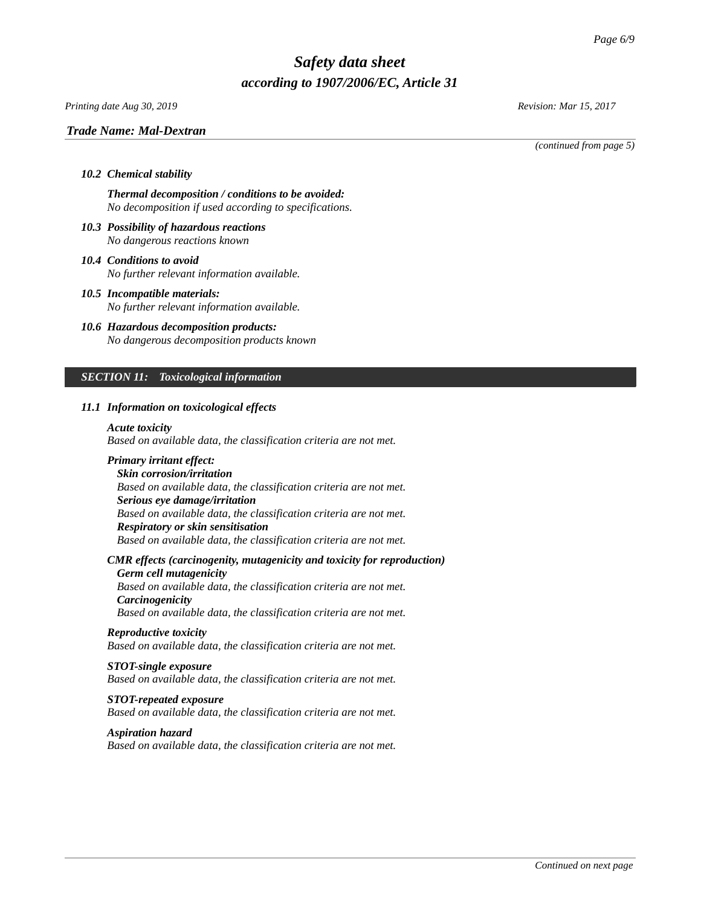*(continued from page 5)*

### 10.2 Chemical stability

***Thermal decomposition / conditions to be avoided:***
*No decomposition if used according to specifications.*

### 10.3 Possibility of hazardous reactions

*No dangerous reactions known*

### 10.4 Conditions to avoid

*No further relevant information available.*

### 10.5 Incompatible materials:

*No further relevant information available.*

### 10.6 Hazardous decomposition products:

*No dangerous decomposition products known*

## SECTION 11: Toxicological information

### 11.1 Information on toxicological effects

***Acute toxicity***
*Based on available data, the classification criteria are not met.*

***Primary irritant effect:***

***Skin corrosion/irritation***
*Based on available data, the classification criteria are not met.*

***Serious eye damage/irritation***
*Based on available data, the classification criteria are not met.*

***Respiratory or skin sensitisation***
*Based on available data, the classification criteria are not met.*

***CMR effects (carcinogenity, mutagenicity and toxicity for reproduction)***

***Germ cell mutagenicity***
*Based on available data, the classification criteria are not met.*

***Carcinogenicity***
*Based on available data, the classification criteria are not met.*

***Reproductive toxicity***
*Based on available data, the classification criteria are not met.*

***STOT-single exposure***
*Based on available data, the classification criteria are not met.*

***STOT-repeated exposure***
*Based on available data, the classification criteria are not met.*

***Aspiration hazard***
*Based on available data, the classification criteria are not met.*

*Continued on next page*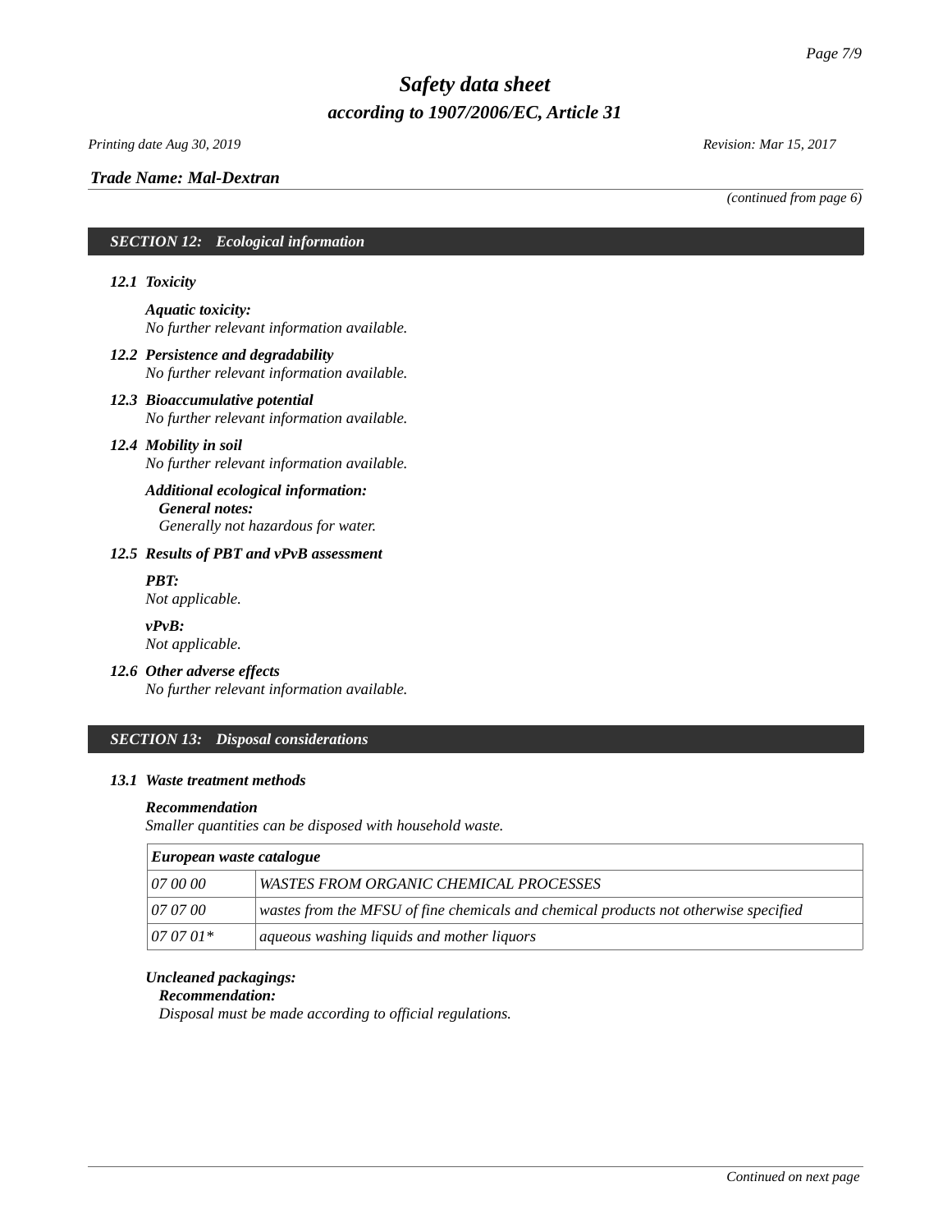*Trade Name: Mal-Dextran*

*(continued from page 6)*

## SECTION 12: Ecological information

### 12.1 Toxicity

***Aquatic toxicity:***
*No further relevant information available.*

### 12.2 Persistence and degradability
*No further relevant information available.*

### 12.3 Bioaccumulative potential
*No further relevant information available.*

### 12.4 Mobility in soil
*No further relevant information available.*

***Additional ecological information:***
***General notes:***
*Generally not hazardous for water.*

### 12.5 Results of PBT and vPvB assessment

***PBT:***
*Not applicable.*

***vPvB:***
*Not applicable.*

### 12.6 Other adverse effects
*No further relevant information available.*

## SECTION 13: Disposal considerations

### 13.1 Waste treatment methods

***Recommendation***
*Smaller quantities can be disposed with household waste.*

| ***European waste catalogue*** | |
|---|---|
| *07 00 00* | *WASTES FROM ORGANIC CHEMICAL PROCESSES* |
| *07 07 00* | *wastes from the MFSU of fine chemicals and chemical products not otherwise specified* |
| *07 07 01** | *aqueous washing liquids and mother liquors* |

***Uncleaned packagings:***
***Recommendation:***
*Disposal must be made according to official regulations.*

*Continued on next page*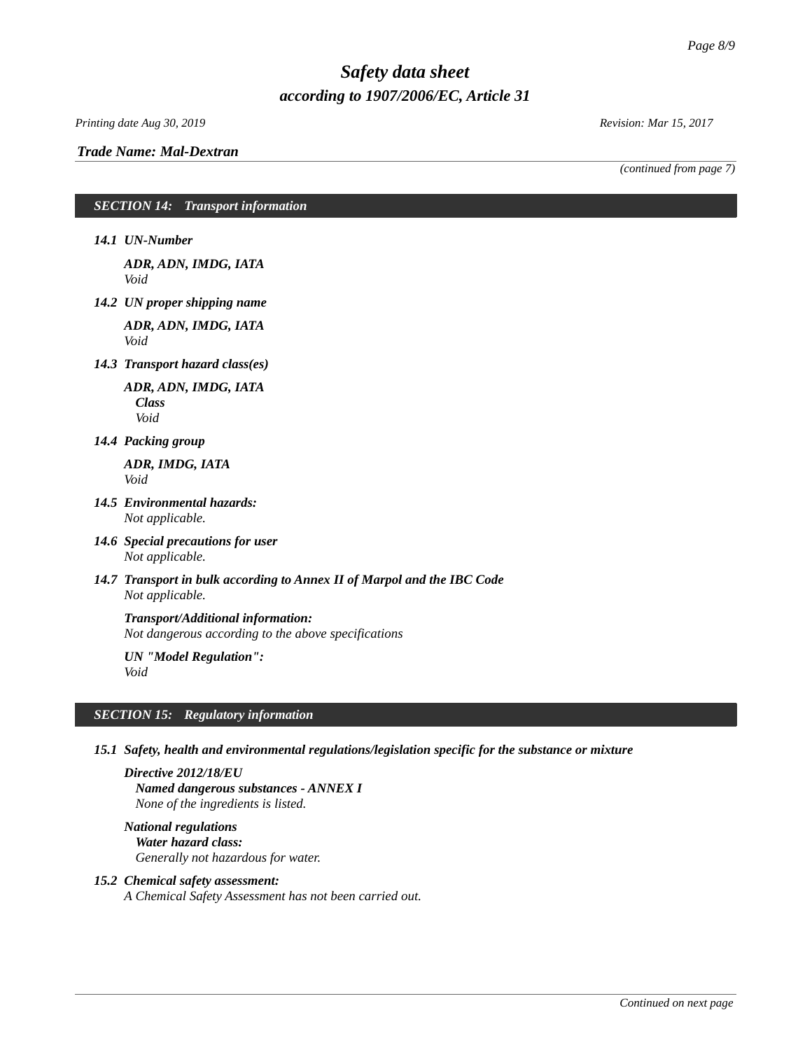*Trade Name: Mal-Dextran*

*(continued from page 7)*

## SECTION 14: Transport information

### 14.1 UN-Number

**ADR, ADN, IMDG, IATA**
Void

### 14.2 UN proper shipping name

**ADR, ADN, IMDG, IATA**
Void

### 14.3 Transport hazard class(es)

**ADR, ADN, IMDG, IATA**
**Class**
Void

### 14.4 Packing group

**ADR, IMDG, IATA**
Void

### 14.5 Environmental hazards:
Not applicable.

### 14.6 Special precautions for user
Not applicable.

### 14.7 Transport in bulk according to Annex II of Marpol and the IBC Code
Not applicable.

**Transport/Additional information:**
Not dangerous according to the above specifications

**UN "Model Regulation":**
Void

## SECTION 15: Regulatory information

### 15.1 Safety, health and environmental regulations/legislation specific for the substance or mixture

**Directive 2012/18/EU**
**Named dangerous substances - ANNEX I**
None of the ingredients is listed.

**National regulations**
**Water hazard class:**
Generally not hazardous for water.

### 15.2 Chemical safety assessment:
A Chemical Safety Assessment has not been carried out.

*Continued on next page*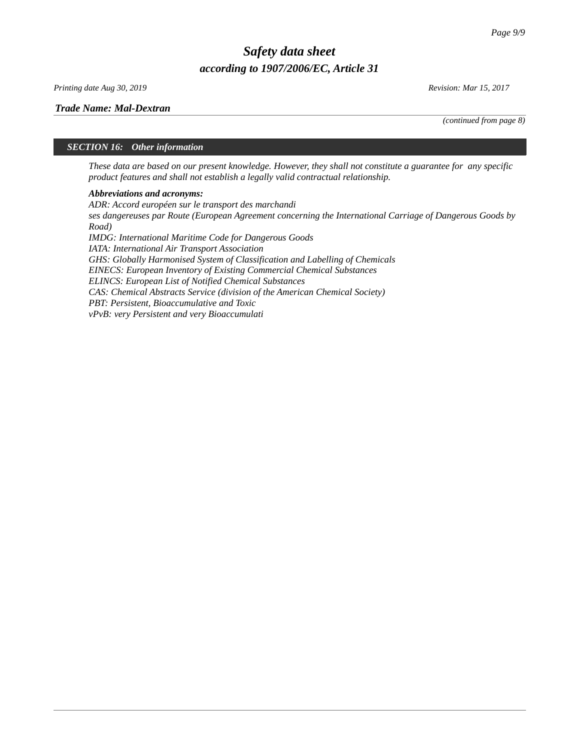# Safety data sheet

## according to 1907/2006/EC, Article 31

*Printing date Aug 30, 2019* *Revision: Mar 15, 2017*

***Trade Name: Mal-Dextran***

*(continued from page 8)*

### SECTION 16: Other information

*These data are based on our present knowledge. However, they shall not constitute a guarantee for any specific product features and shall not establish a legally valid contractual relationship.*

***Abbreviations and acronyms:***

*ADR: Accord européen sur le transport des marchandi*
*ses dangereuses par Route (European Agreement concerning the International Carriage of Dangerous Goods by Road)*
*IMDG: International Maritime Code for Dangerous Goods*
*IATA: International Air Transport Association*
*GHS: Globally Harmonised System of Classification and Labelling of Chemicals*
*EINECS: European Inventory of Existing Commercial Chemical Substances*
*ELINCS: European List of Notified Chemical Substances*
*CAS: Chemical Abstracts Service (division of the American Chemical Society)*
*PBT: Persistent, Bioaccumulative and Toxic*
*vPvB: very Persistent and very Bioaccumulati*